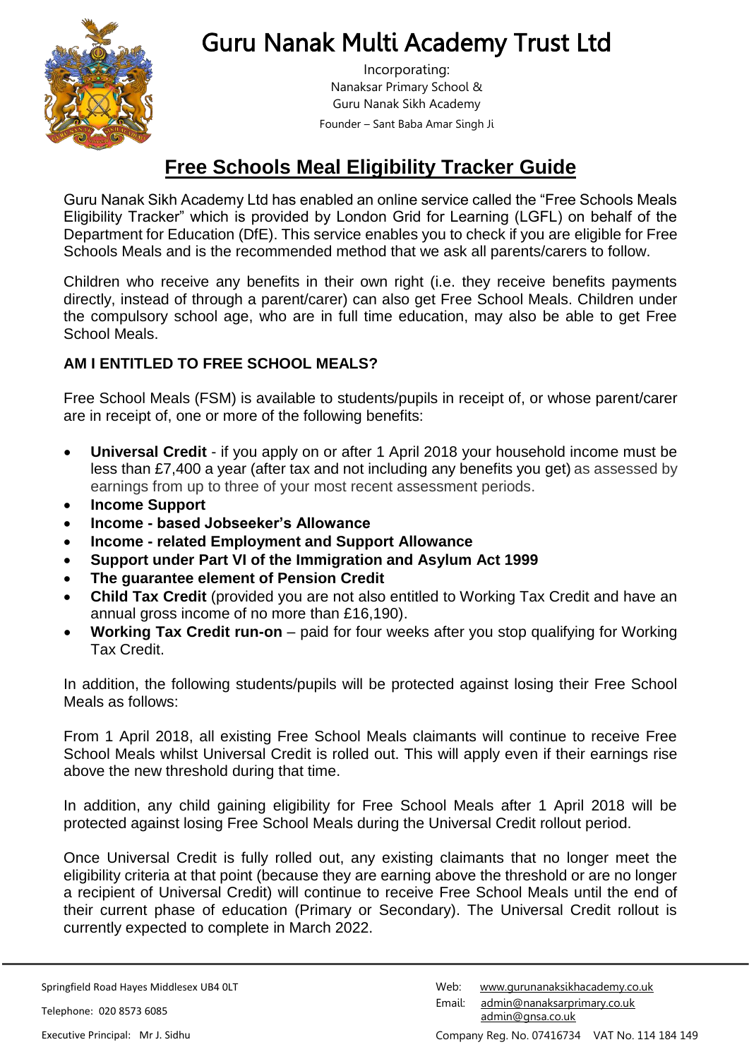# Guru Nanak Multi Academy Trust Ltd

Incorporating:
Nanaksar Primary School &
Guru Nanak Sikh Academy
Founder – Sant Baba Amar Singh Ji

## Free Schools Meal Eligibility Tracker Guide

Guru Nanak Sikh Academy Ltd has enabled an online service called the "Free Schools Meals Eligibility Tracker" which is provided by London Grid for Learning (LGFL) on behalf of the Department for Education (DfE). This service enables you to check if you are eligible for Free Schools Meals and is the recommended method that we ask all parents/carers to follow.

Children who receive any benefits in their own right (i.e. they receive benefits payments directly, instead of through a parent/carer) can also get Free School Meals. Children under the compulsory school age, who are in full time education, may also be able to get Free School Meals.

### AM I ENTITLED TO FREE SCHOOL MEALS?

Free School Meals (FSM) is available to students/pupils in receipt of, or whose parent/carer are in receipt of, one or more of the following benefits:

- **Universal Credit** - if you apply on or after 1 April 2018 your household income must be less than £7,400 a year (after tax and not including any benefits you get) as assessed by earnings from up to three of your most recent assessment periods.
- **Income Support**
- **Income - based Jobseeker's Allowance**
- **Income - related Employment and Support Allowance**
- **Support under Part VI of the Immigration and Asylum Act 1999**
- **The guarantee element of Pension Credit**
- **Child Tax Credit** (provided you are not also entitled to Working Tax Credit and have an annual gross income of no more than £16,190).
- **Working Tax Credit run-on** – paid for four weeks after you stop qualifying for Working Tax Credit.

In addition, the following students/pupils will be protected against losing their Free School Meals as follows:

From 1 April 2018, all existing Free School Meals claimants will continue to receive Free School Meals whilst Universal Credit is rolled out. This will apply even if their earnings rise above the new threshold during that time.

In addition, any child gaining eligibility for Free School Meals after 1 April 2018 will be protected against losing Free School Meals during the Universal Credit rollout period.

Once Universal Credit is fully rolled out, any existing claimants that no longer meet the eligibility criteria at that point (because they are earning above the threshold or are no longer a recipient of Universal Credit) will continue to receive Free School Meals until the end of their current phase of education (Primary or Secondary). The Universal Credit rollout is currently expected to complete in March 2022.

Springfield Road Hayes Middlesex UB4 0LT
Telephone: 020 8573 6085
Executive Principal: Mr J. Sidhu

Web: www.gurunanaksikhacademy.co.uk
Email: admin@nanaksarprimary.co.uk
admin@gnsa.co.uk
Company Reg. No. 07416734 VAT No. 114 184 149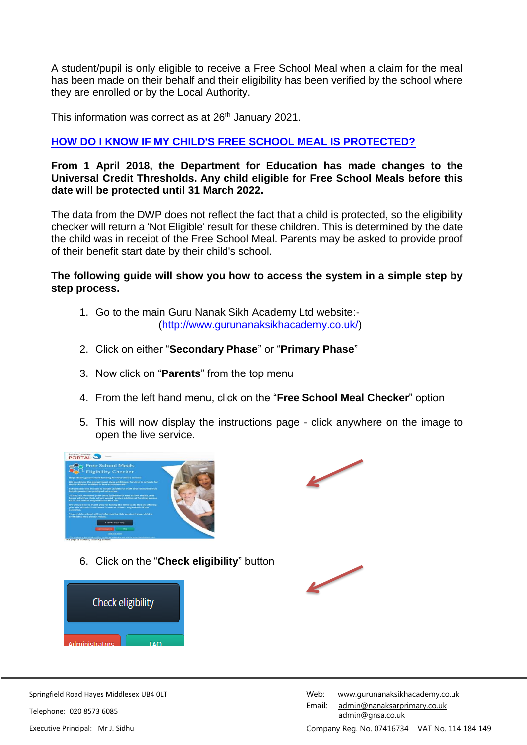A student/pupil is only eligible to receive a Free School Meal when a claim for the meal has been made on their behalf and their eligibility has been verified by the school where they are enrolled or by the Local Authority.

This information was correct as at 26th January 2021.

## HOW DO I KNOW IF MY CHILD'S FREE SCHOOL MEAL IS PROTECTED?

**From 1 April 2018, the Department for Education has made changes to the Universal Credit Thresholds. Any child eligible for Free School Meals before this date will be protected until 31 March 2022.**

The data from the DWP does not reflect the fact that a child is protected, so the eligibility checker will return a 'Not Eligible' result for these children. This is determined by the date the child was in receipt of the Free School Meal. Parents may be asked to provide proof of their benefit start date by their child's school.

**The following guide will show you how to access the system in a simple step by step process.**

1. Go to the main Guru Nanak Sikh Academy Ltd website:- (http://www.gurunanaksikhacademy.co.uk/)
2. Click on either "**Secondary Phase**" or "**Primary Phase**"
3. Now click on "**Parents**" from the top menu
4. From the left hand menu, click on the "**Free School Meal Checker**" option
5. This will now display the instructions page - click anywhere on the image to open the live service.
6. Click on the "**Check eligibility**" button

Springfield Road Hayes Middlesex UB4 0LT

Telephone: 020 8573 6085

Executive Principal: Mr J. Sidhu

Web: www.gurunanaksikhacademy.co.uk

Email: admin@nanaksarprimary.co.uk
admin@gnsa.co.uk

Company Reg. No. 07416734 VAT No. 114 184 149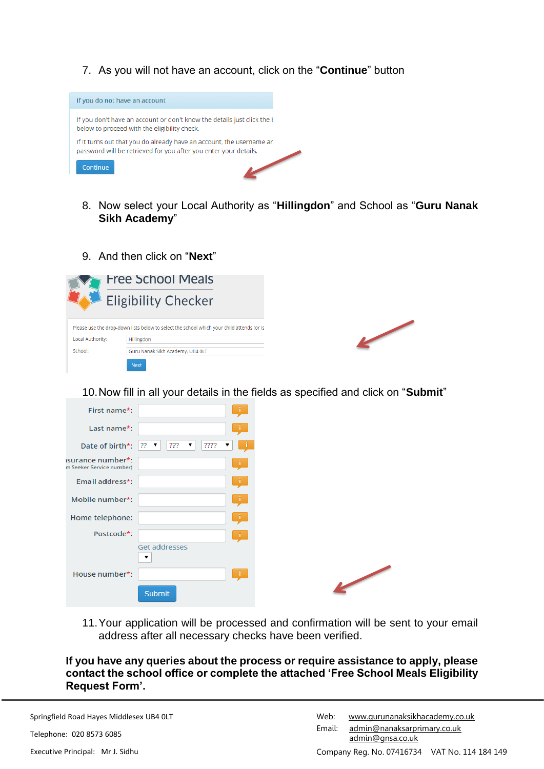7. As you will not have an account, click on the "**Continue**" button

If you do not have an account

If you don't have an account or don't know the details just click the b below to proceed with the eligibility check.

If it turns out that you do already have an account, the username an password will be retrieved for you after you enter your details.

Continue

8. Now select your Local Authority as "**Hillingdon**" and School as "**Guru Nanak Sikh Academy**"

9. And then click on "**Next**"

Free School Meals
Eligibility Checker

Please use the drop-down lists below to select the school which your child attends (or is

Local Authority: Hillingdon

School: Guru Nanak Sikh Academy, UB4 0LT

Next

10. Now fill in all your details in the fields as specified and click on "**Submit**"

First name*:

Last name*:

Date of birth*: ?? ??? ????

nsurance number*:
m Seeker Service number)

Email address*:

Mobile number*:

Home telephone:

Postcode*:

Get addresses

House number*:

Submit

11. Your application will be processed and confirmation will be sent to your email address after all necessary checks have been verified.

**If you have any queries about the process or require assistance to apply, please contact the school office or complete the attached 'Free School Meals Eligibility Request Form'.**

Springfield Road Hayes Middlesex UB4 0LT

Telephone: 020 8573 6085

Executive Principal: Mr J. Sidhu

Web: www.gurunanaksikhacademy.co.uk

Email: admin@nanaksarprimary.co.uk
admin@gnsa.co.uk

Company Reg. No. 07416734 VAT No. 114 184 149